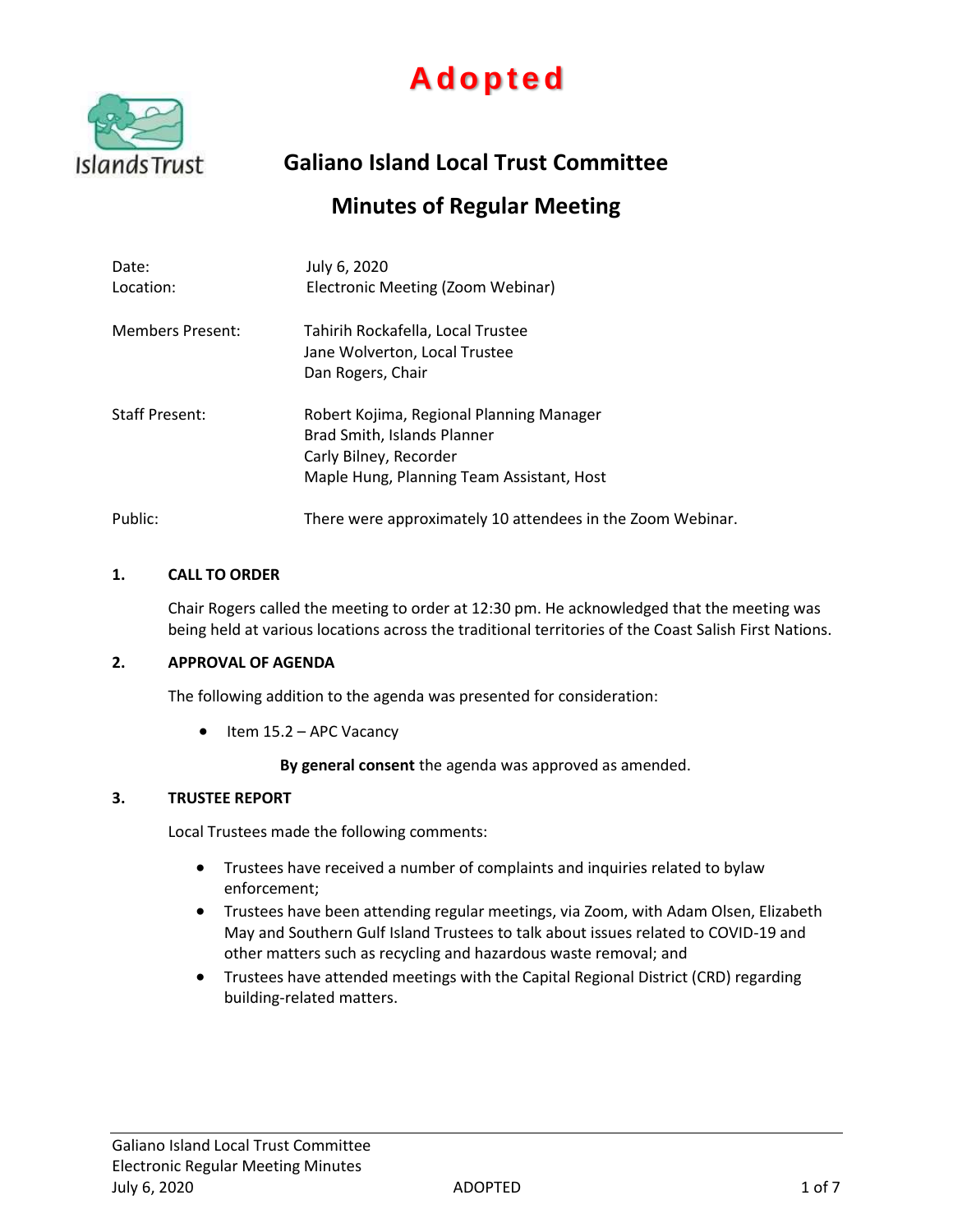**Adopted**

# Galiano Island Local Trust Committee

## Minutes of Regular Meeting

| | |
|---|---|
| Date: | July 6, 2020 |
| Location: | Electronic Meeting (Zoom Webinar) |
| Members Present: | Tahirih Rockafella, Local Trustee<br>Jane Wolverton, Local Trustee<br>Dan Rogers, Chair |
| Staff Present: | Robert Kojima, Regional Planning Manager<br>Brad Smith, Islands Planner<br>Carly Bilney, Recorder<br>Maple Hung, Planning Team Assistant, Host |
| Public: | There were approximately 10 attendees in the Zoom Webinar. |

### 1. CALL TO ORDER

Chair Rogers called the meeting to order at 12:30 pm. He acknowledged that the meeting was being held at various locations across the traditional territories of the Coast Salish First Nations.

### 2. APPROVAL OF AGENDA

The following addition to the agenda was presented for consideration:

- Item 15.2 – APC Vacancy

**By general consent** the agenda was approved as amended.

### 3. TRUSTEE REPORT

Local Trustees made the following comments:

- Trustees have received a number of complaints and inquiries related to bylaw enforcement;
- Trustees have been attending regular meetings, via Zoom, with Adam Olsen, Elizabeth May and Southern Gulf Island Trustees to talk about issues related to COVID-19 and other matters such as recycling and hazardous waste removal; and
- Trustees have attended meetings with the Capital Regional District (CRD) regarding building-related matters.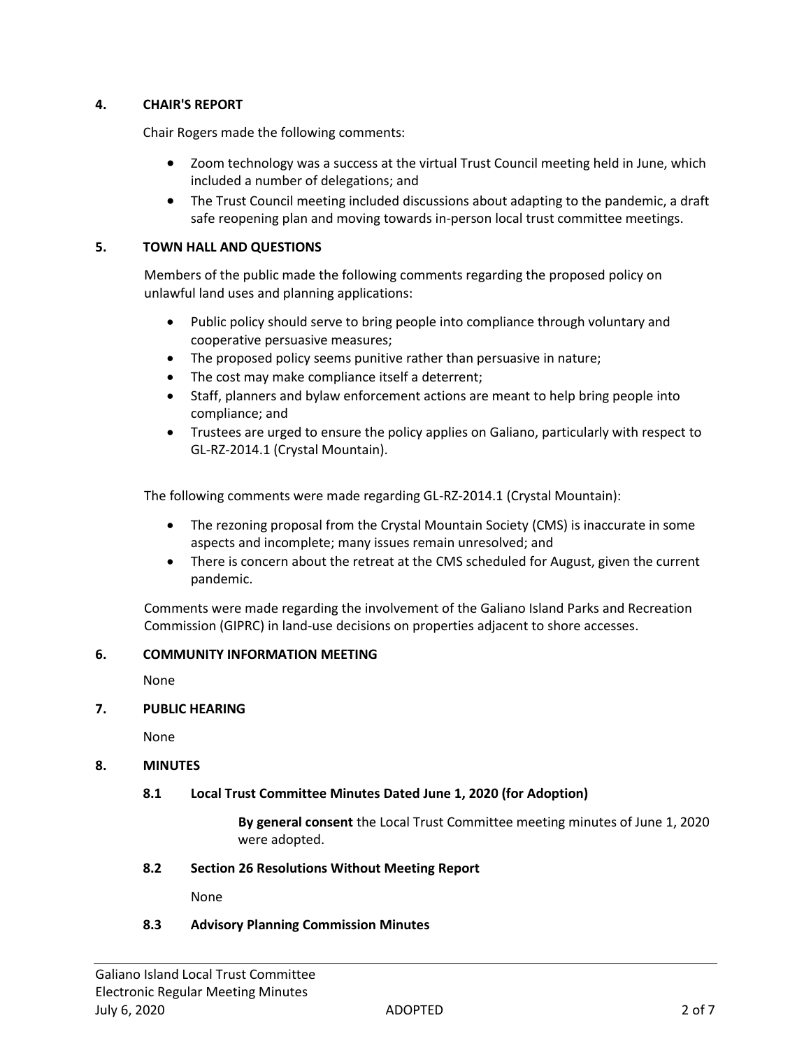## 4. CHAIR'S REPORT

Chair Rogers made the following comments:

- Zoom technology was a success at the virtual Trust Council meeting held in June, which included a number of delegations; and
- The Trust Council meeting included discussions about adapting to the pandemic, a draft safe reopening plan and moving towards in-person local trust committee meetings.

## 5. TOWN HALL AND QUESTIONS

Members of the public made the following comments regarding the proposed policy on unlawful land uses and planning applications:

- Public policy should serve to bring people into compliance through voluntary and cooperative persuasive measures;
- The proposed policy seems punitive rather than persuasive in nature;
- The cost may make compliance itself a deterrent;
- Staff, planners and bylaw enforcement actions are meant to help bring people into compliance; and
- Trustees are urged to ensure the policy applies on Galiano, particularly with respect to GL-RZ-2014.1 (Crystal Mountain).

The following comments were made regarding GL-RZ-2014.1 (Crystal Mountain):

- The rezoning proposal from the Crystal Mountain Society (CMS) is inaccurate in some aspects and incomplete; many issues remain unresolved; and
- There is concern about the retreat at the CMS scheduled for August, given the current pandemic.

Comments were made regarding the involvement of the Galiano Island Parks and Recreation Commission (GIPRC) in land-use decisions on properties adjacent to shore accesses.

## 6. COMMUNITY INFORMATION MEETING

None

## 7. PUBLIC HEARING

None

## 8. MINUTES

### 8.1 Local Trust Committee Minutes Dated June 1, 2020 (for Adoption)

**By general consent** the Local Trust Committee meeting minutes of June 1, 2020 were adopted.

### 8.2 Section 26 Resolutions Without Meeting Report

None

### 8.3 Advisory Planning Commission Minutes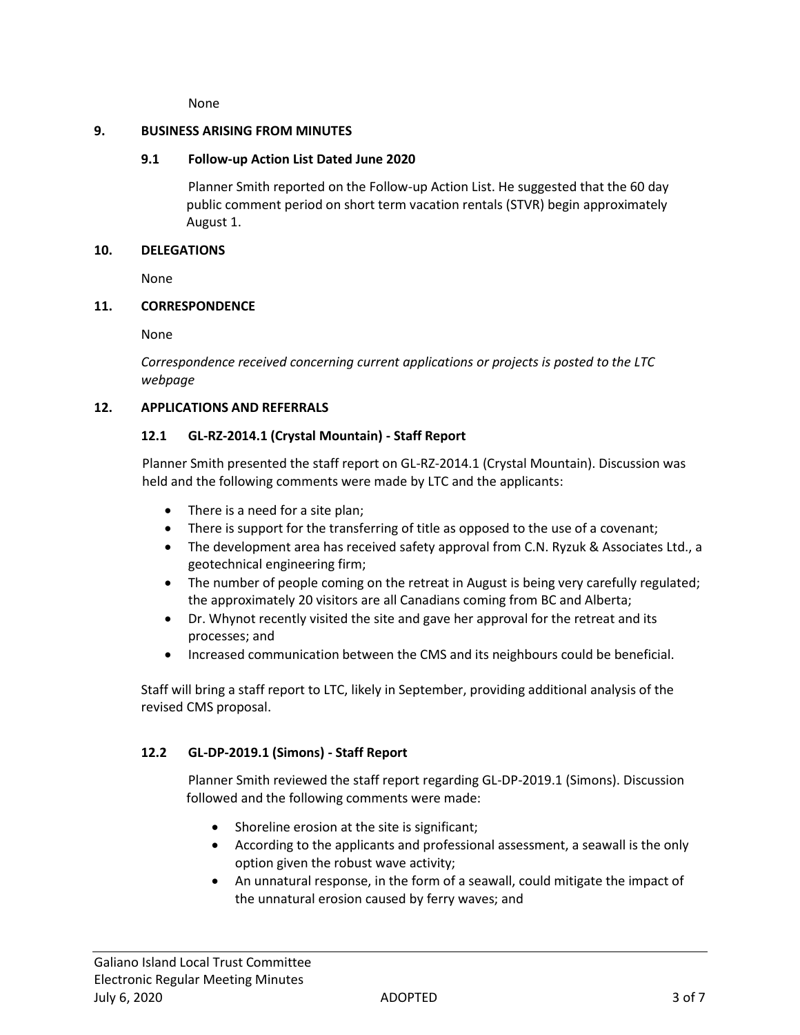None

## 9. BUSINESS ARISING FROM MINUTES

### 9.1 Follow-up Action List Dated June 2020

Planner Smith reported on the Follow-up Action List. He suggested that the 60 day public comment period on short term vacation rentals (STVR) begin approximately August 1.

## 10. DELEGATIONS

None

## 11. CORRESPONDENCE

None

*Correspondence received concerning current applications or projects is posted to the LTC webpage*

## 12. APPLICATIONS AND REFERRALS

### 12.1 GL-RZ-2014.1 (Crystal Mountain) - Staff Report

Planner Smith presented the staff report on GL-RZ-2014.1 (Crystal Mountain). Discussion was held and the following comments were made by LTC and the applicants:

- There is a need for a site plan;
- There is support for the transferring of title as opposed to the use of a covenant;
- The development area has received safety approval from C.N. Ryzuk & Associates Ltd., a geotechnical engineering firm;
- The number of people coming on the retreat in August is being very carefully regulated; the approximately 20 visitors are all Canadians coming from BC and Alberta;
- Dr. Whynot recently visited the site and gave her approval for the retreat and its processes; and
- Increased communication between the CMS and its neighbours could be beneficial.

Staff will bring a staff report to LTC, likely in September, providing additional analysis of the revised CMS proposal.

### 12.2 GL-DP-2019.1 (Simons) - Staff Report

Planner Smith reviewed the staff report regarding GL-DP-2019.1 (Simons). Discussion followed and the following comments were made:

- Shoreline erosion at the site is significant;
- According to the applicants and professional assessment, a seawall is the only option given the robust wave activity;
- An unnatural response, in the form of a seawall, could mitigate the impact of the unnatural erosion caused by ferry waves; and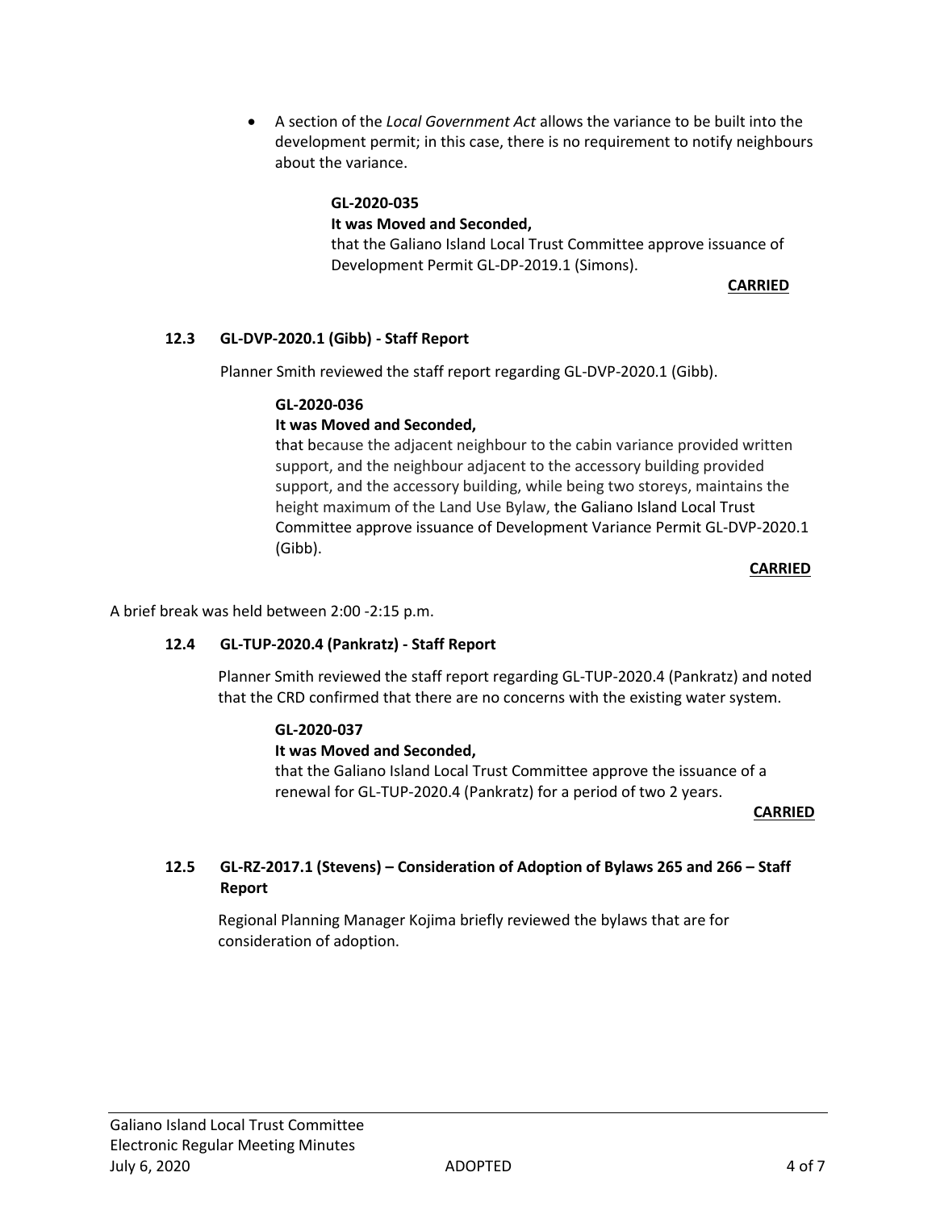- A section of the *Local Government Act* allows the variance to be built into the development permit; in this case, there is no requirement to notify neighbours about the variance.

**GL-2020-035**
**It was Moved and Seconded,**
that the Galiano Island Local Trust Committee approve issuance of Development Permit GL-DP-2019.1 (Simons).

**CARRIED**

### 12.3 GL-DVP-2020.1 (Gibb) - Staff Report

Planner Smith reviewed the staff report regarding GL-DVP-2020.1 (Gibb).

**GL-2020-036**
**It was Moved and Seconded,**
that because the adjacent neighbour to the cabin variance provided written support, and the neighbour adjacent to the accessory building provided support, and the accessory building, while being two storeys, maintains the height maximum of the Land Use Bylaw, the Galiano Island Local Trust Committee approve issuance of Development Variance Permit GL-DVP-2020.1 (Gibb).

**CARRIED**

A brief break was held between 2:00 -2:15 p.m.

### 12.4 GL-TUP-2020.4 (Pankratz) - Staff Report

Planner Smith reviewed the staff report regarding GL-TUP-2020.4 (Pankratz) and noted that the CRD confirmed that there are no concerns with the existing water system.

**GL-2020-037**
**It was Moved and Seconded,**
that the Galiano Island Local Trust Committee approve the issuance of a renewal for GL-TUP-2020.4 (Pankratz) for a period of two 2 years.

**CARRIED**

### 12.5 GL-RZ-2017.1 (Stevens) – Consideration of Adoption of Bylaws 265 and 266 – Staff Report

Regional Planning Manager Kojima briefly reviewed the bylaws that are for consideration of adoption.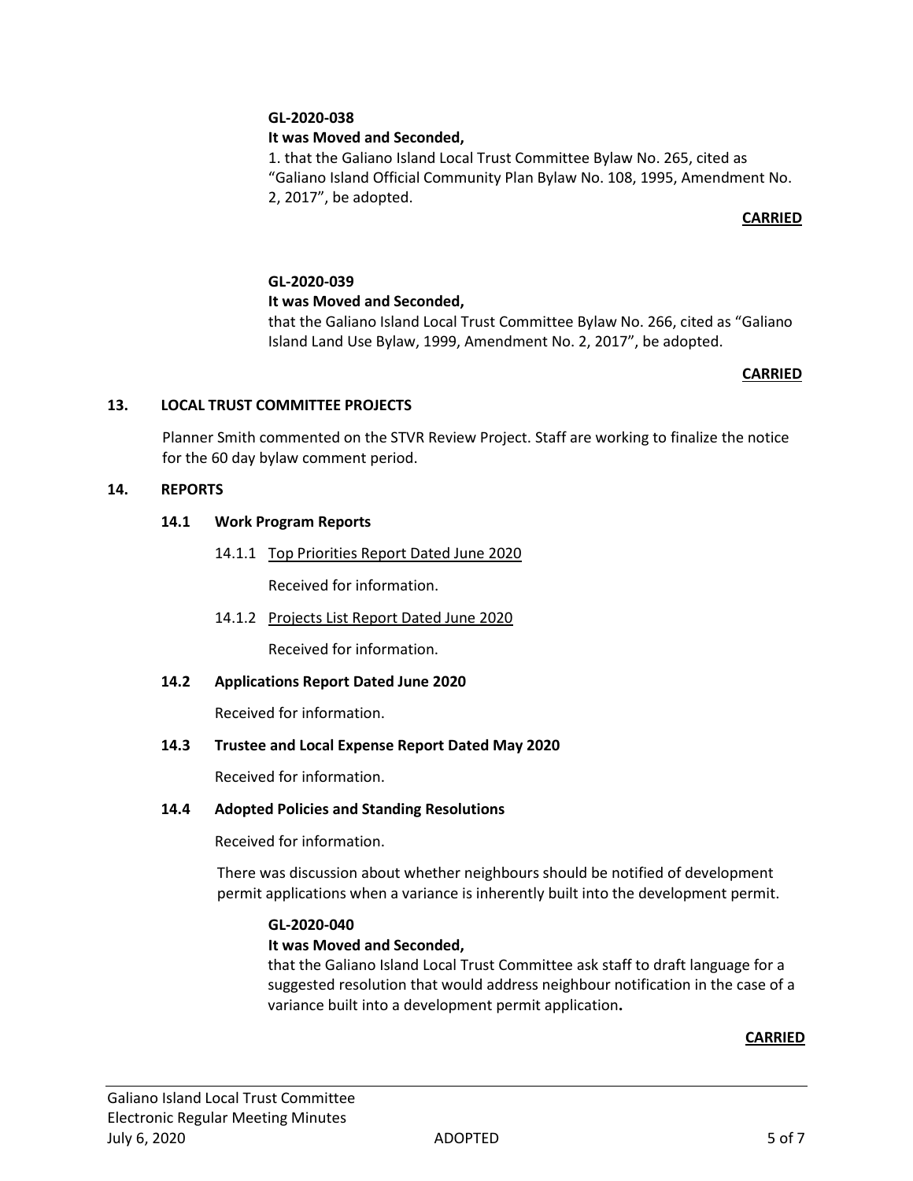**GL-2020-038**

**It was Moved and Seconded,**

1. that the Galiano Island Local Trust Committee Bylaw No. 265, cited as "Galiano Island Official Community Plan Bylaw No. 108, 1995, Amendment No. 2, 2017", be adopted.

**CARRIED**

**GL-2020-039**

**It was Moved and Seconded,**

that the Galiano Island Local Trust Committee Bylaw No. 266, cited as "Galiano Island Land Use Bylaw, 1999, Amendment No. 2, 2017", be adopted.

**CARRIED**

## 13. LOCAL TRUST COMMITTEE PROJECTS

Planner Smith commented on the STVR Review Project. Staff are working to finalize the notice for the 60 day bylaw comment period.

## 14. REPORTS

### 14.1 Work Program Reports

14.1.1 Top Priorities Report Dated June 2020

Received for information.

14.1.2 Projects List Report Dated June 2020

Received for information.

### 14.2 Applications Report Dated June 2020

Received for information.

### 14.3 Trustee and Local Expense Report Dated May 2020

Received for information.

### 14.4 Adopted Policies and Standing Resolutions

Received for information.

There was discussion about whether neighbours should be notified of development permit applications when a variance is inherently built into the development permit.

**GL-2020-040**

**It was Moved and Seconded,**

that the Galiano Island Local Trust Committee ask staff to draft language for a suggested resolution that would address neighbour notification in the case of a variance built into a development permit application.

**CARRIED**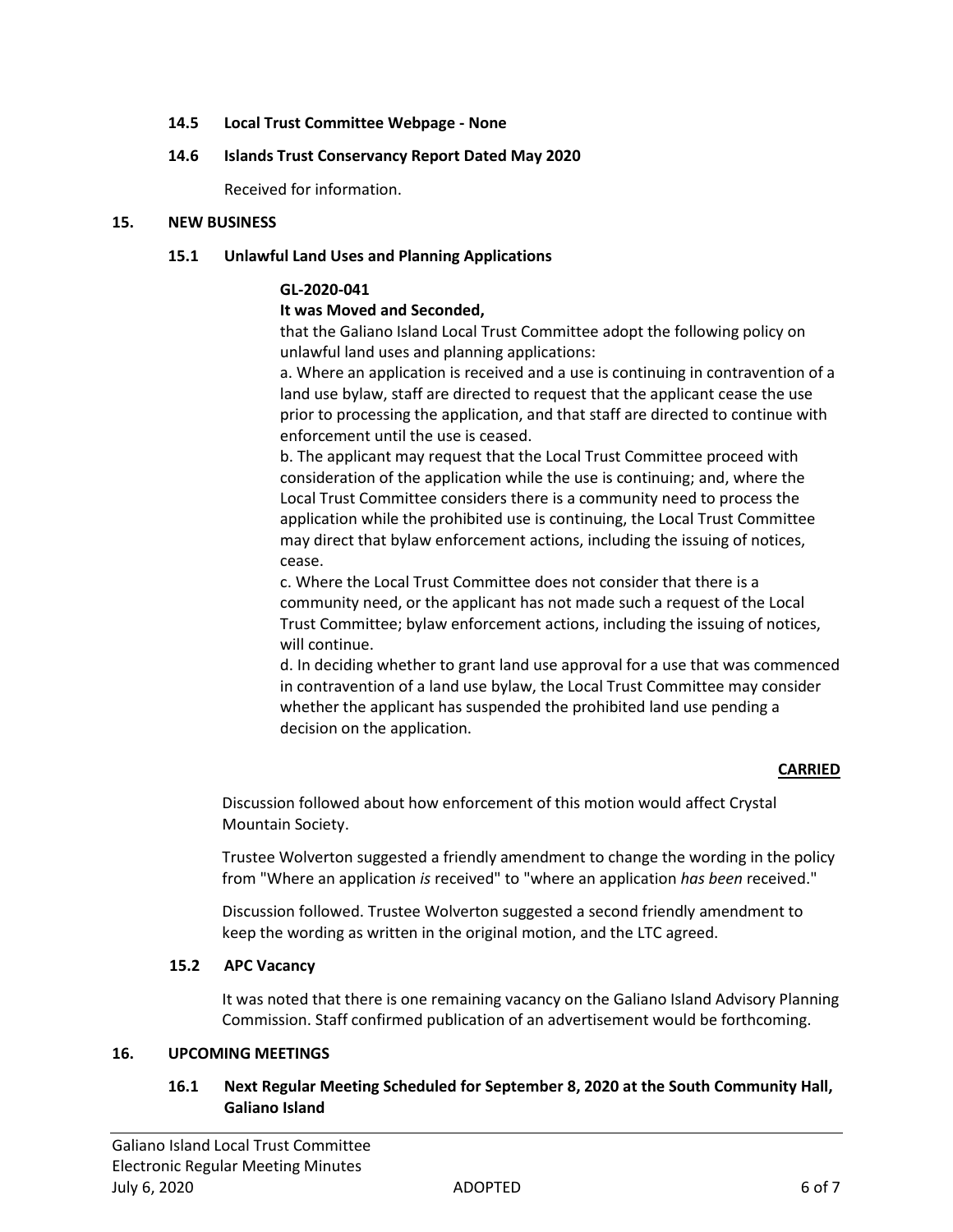### 14.5 Local Trust Committee Webpage - None

### 14.6 Islands Trust Conservancy Report Dated May 2020

Received for information.

## 15. NEW BUSINESS

### 15.1 Unlawful Land Uses and Planning Applications

**GL-2020-041**

**It was Moved and Seconded,**

that the Galiano Island Local Trust Committee adopt the following policy on unlawful land uses and planning applications:

a. Where an application is received and a use is continuing in contravention of a land use bylaw, staff are directed to request that the applicant cease the use prior to processing the application, and that staff are directed to continue with enforcement until the use is ceased.

b. The applicant may request that the Local Trust Committee proceed with consideration of the application while the use is continuing; and, where the Local Trust Committee considers there is a community need to process the application while the prohibited use is continuing, the Local Trust Committee may direct that bylaw enforcement actions, including the issuing of notices, cease.

c. Where the Local Trust Committee does not consider that there is a community need, or the applicant has not made such a request of the Local Trust Committee; bylaw enforcement actions, including the issuing of notices, will continue.

d. In deciding whether to grant land use approval for a use that was commenced in contravention of a land use bylaw, the Local Trust Committee may consider whether the applicant has suspended the prohibited land use pending a decision on the application.

**CARRIED**

Discussion followed about how enforcement of this motion would affect Crystal Mountain Society.

Trustee Wolverton suggested a friendly amendment to change the wording in the policy from "Where an application *is* received" to "where an application *has been* received."

Discussion followed. Trustee Wolverton suggested a second friendly amendment to keep the wording as written in the original motion, and the LTC agreed.

### 15.2 APC Vacancy

It was noted that there is one remaining vacancy on the Galiano Island Advisory Planning Commission. Staff confirmed publication of an advertisement would be forthcoming.

## 16. UPCOMING MEETINGS

### 16.1 Next Regular Meeting Scheduled for September 8, 2020 at the South Community Hall, Galiano Island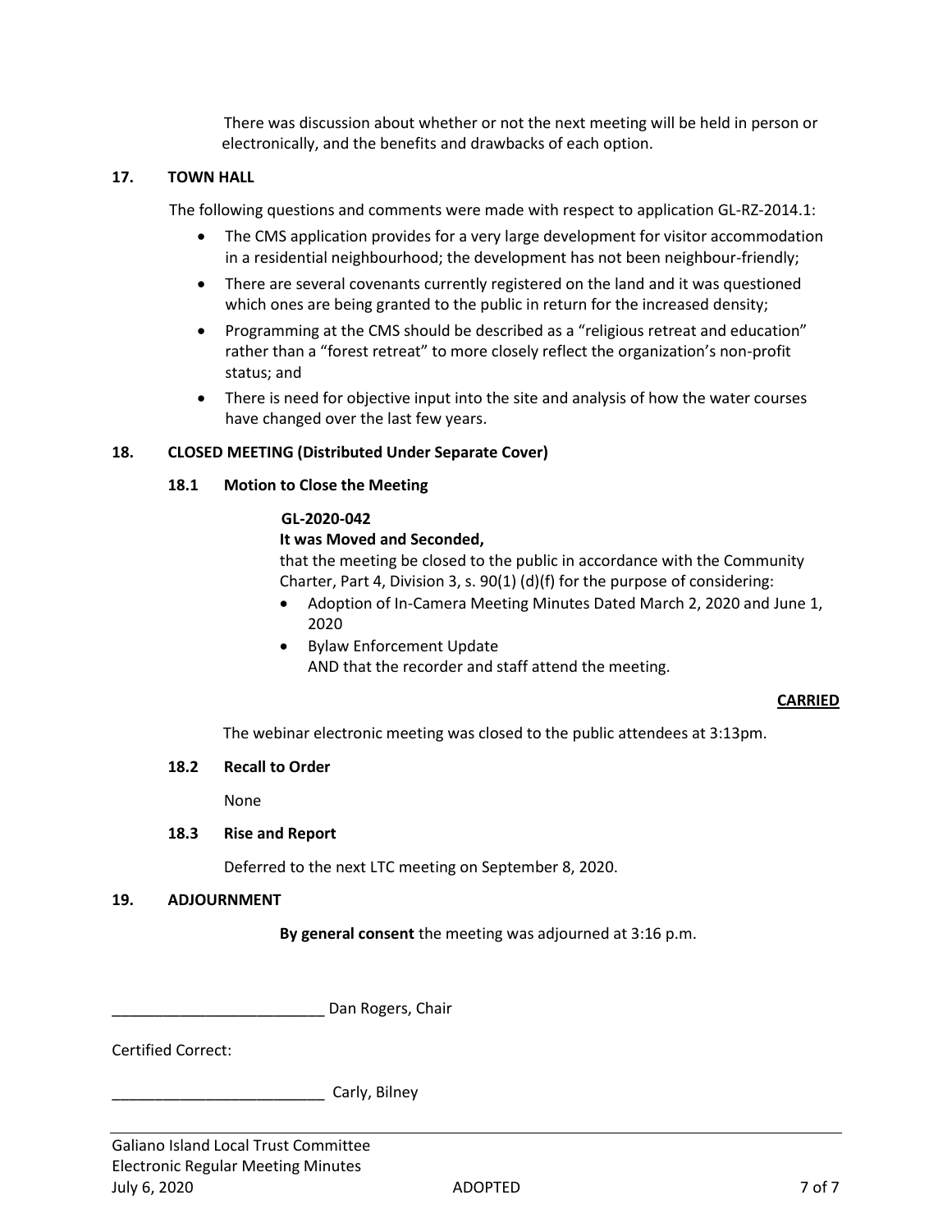There was discussion about whether or not the next meeting will be held in person or electronically, and the benefits and drawbacks of each option.

## 17. TOWN HALL

The following questions and comments were made with respect to application GL-RZ-2014.1:

- The CMS application provides for a very large development for visitor accommodation in a residential neighbourhood; the development has not been neighbour-friendly;
- There are several covenants currently registered on the land and it was questioned which ones are being granted to the public in return for the increased density;
- Programming at the CMS should be described as a "religious retreat and education" rather than a "forest retreat" to more closely reflect the organization's non-profit status; and
- There is need for objective input into the site and analysis of how the water courses have changed over the last few years.

## 18. CLOSED MEETING (Distributed Under Separate Cover)

### 18.1 Motion to Close the Meeting

**GL-2020-042**

**It was Moved and Seconded,**

that the meeting be closed to the public in accordance with the Community Charter, Part 4, Division 3, s. 90(1) (d)(f) for the purpose of considering:

- Adoption of In-Camera Meeting Minutes Dated March 2, 2020 and June 1, 2020
- Bylaw Enforcement Update

AND that the recorder and staff attend the meeting.

**CARRIED**

The webinar electronic meeting was closed to the public attendees at 3:13pm.

### 18.2 Recall to Order

None

### 18.3 Rise and Report

Deferred to the next LTC meeting on September 8, 2020.

## 19. ADJOURNMENT

**By general consent** the meeting was adjourned at 3:16 p.m.

_________________________ Dan Rogers, Chair

Certified Correct:

_________________________ Carly, Bilney